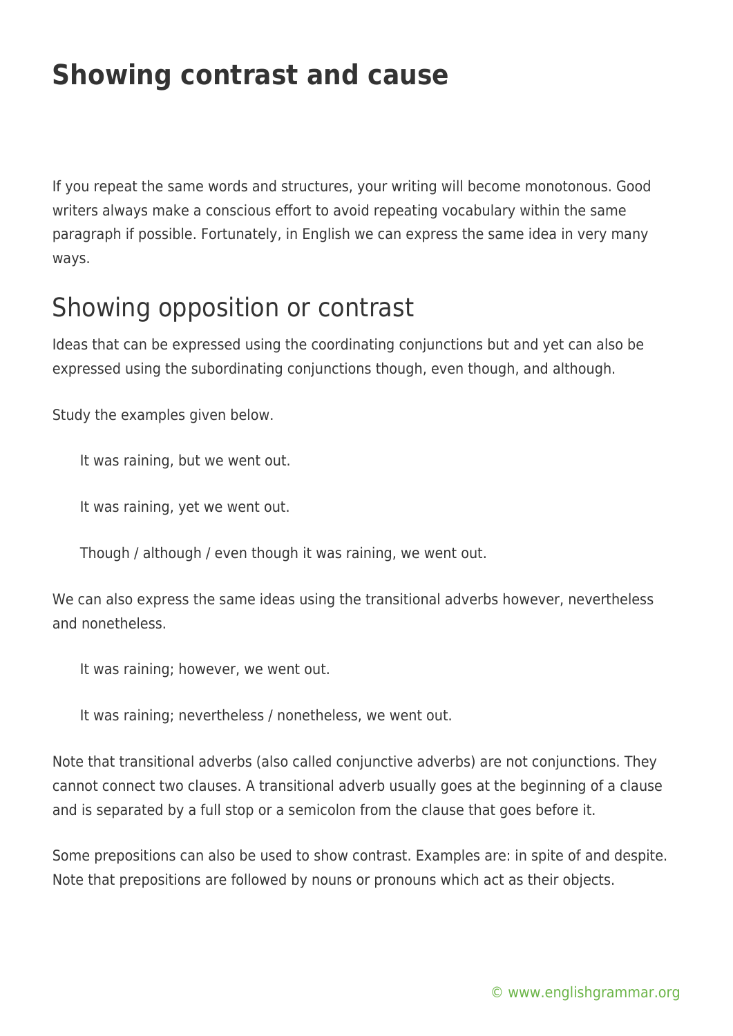# Showing contrast and cause

If you repeat the same words and structures, your writing will become monotonous. Good writers always make a conscious effort to avoid repeating vocabulary within the same paragraph if possible. Fortunately, in English we can express the same idea in very many ways.

## Showing opposition or contrast

Ideas that can be expressed using the coordinating conjunctions but and yet can also be expressed using the subordinating conjunctions though, even though, and although.

Study the examples given below.

> It was raining, but we went out.
>
> It was raining, yet we went out.
>
> Though / although / even though it was raining, we went out.

We can also express the same ideas using the transitional adverbs however, nevertheless and nonetheless.

> It was raining; however, we went out.
>
> It was raining; nevertheless / nonetheless, we went out.

Note that transitional adverbs (also called conjunctive adverbs) are not conjunctions. They cannot connect two clauses. A transitional adverb usually goes at the beginning of a clause and is separated by a full stop or a semicolon from the clause that goes before it.

Some prepositions can also be used to show contrast. Examples are: in spite of and despite. Note that prepositions are followed by nouns or pronouns which act as their objects.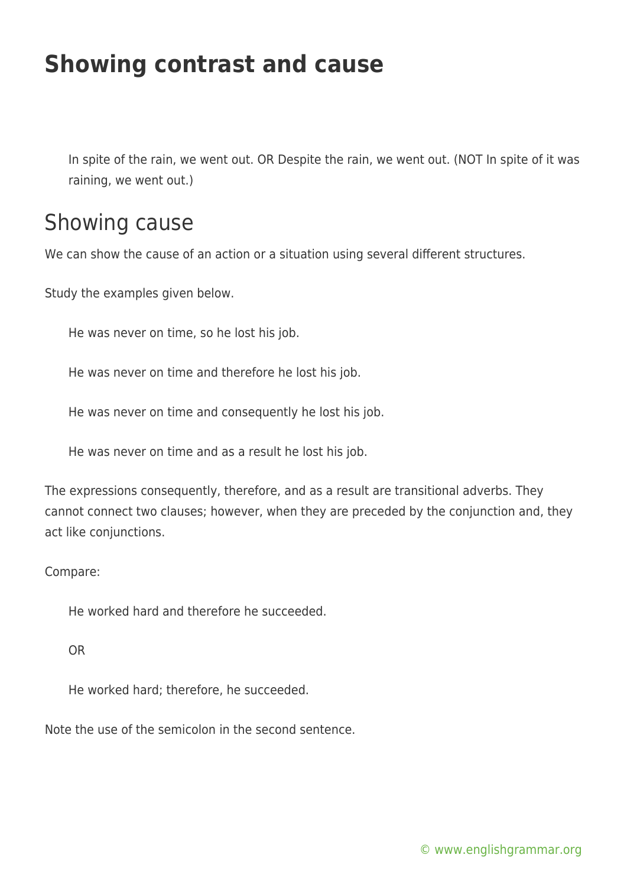# Showing contrast and cause

> In spite of the rain, we went out. OR Despite the rain, we went out. (NOT In spite of it was raining, we went out.)

## Showing cause

We can show the cause of an action or a situation using several different structures.

Study the examples given below.

> He was never on time, so he lost his job.

> He was never on time and therefore he lost his job.

> He was never on time and consequently he lost his job.

> He was never on time and as a result he lost his job.

The expressions consequently, therefore, and as a result are transitional adverbs. They cannot connect two clauses; however, when they are preceded by the conjunction and, they act like conjunctions.

Compare:

> He worked hard and therefore he succeeded.

> OR

> He worked hard; therefore, he succeeded.

Note the use of the semicolon in the second sentence.